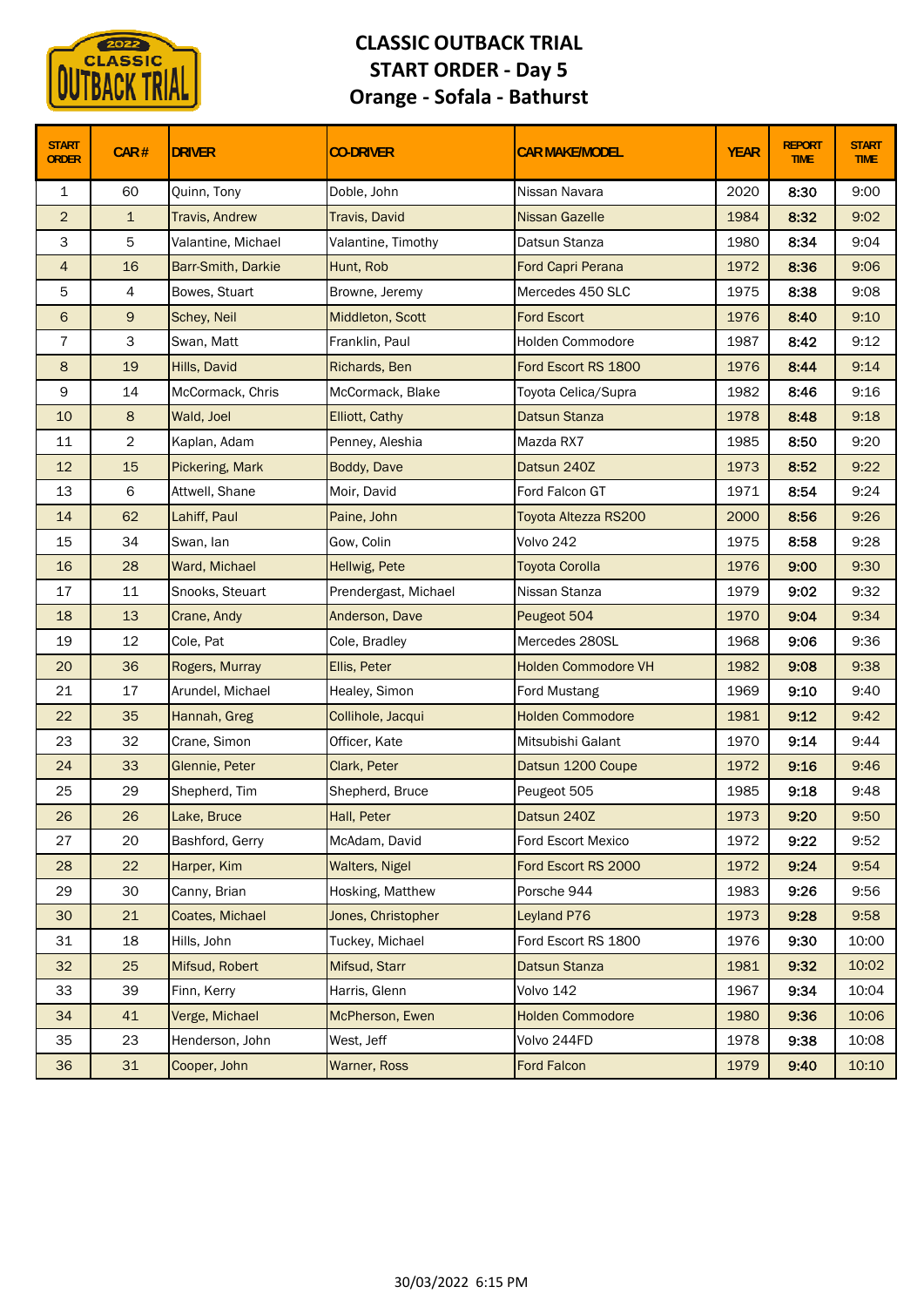# CLASSIC OUTBACK TRIAL
## START ORDER - Day 5
## Orange - Sofala - Bathurst

| START ORDER | CAR # | DRIVER | CO-DRIVER | CAR MAKE/MODEL | YEAR | REPORT TIME | START TIME |
|---|---|---|---|---|---|---|---|
| 1 | 60 | Quinn, Tony | Doble, John | Nissan Navara | 2020 | 8:30 | 9:00 |
| 2 | 1 | Travis, Andrew | Travis, David | Nissan Gazelle | 1984 | 8:32 | 9:02 |
| 3 | 5 | Valantine, Michael | Valantine, Timothy | Datsun Stanza | 1980 | 8:34 | 9:04 |
| 4 | 16 | Barr-Smith, Darkie | Hunt, Rob | Ford Capri Perana | 1972 | 8:36 | 9:06 |
| 5 | 4 | Bowes, Stuart | Browne, Jeremy | Mercedes 450 SLC | 1975 | 8:38 | 9:08 |
| 6 | 9 | Schey, Neil | Middleton, Scott | Ford Escort | 1976 | 8:40 | 9:10 |
| 7 | 3 | Swan, Matt | Franklin, Paul | Holden Commodore | 1987 | 8:42 | 9:12 |
| 8 | 19 | Hills, David | Richards, Ben | Ford Escort RS 1800 | 1976 | 8:44 | 9:14 |
| 9 | 14 | McCormack, Chris | McCormack, Blake | Toyota Celica/Supra | 1982 | 8:46 | 9:16 |
| 10 | 8 | Wald, Joel | Elliott, Cathy | Datsun Stanza | 1978 | 8:48 | 9:18 |
| 11 | 2 | Kaplan, Adam | Penney, Aleshia | Mazda RX7 | 1985 | 8:50 | 9:20 |
| 12 | 15 | Pickering, Mark | Boddy, Dave | Datsun 240Z | 1973 | 8:52 | 9:22 |
| 13 | 6 | Attwell, Shane | Moir, David | Ford Falcon GT | 1971 | 8:54 | 9:24 |
| 14 | 62 | Lahiff, Paul | Paine, John | Toyota Altezza RS200 | 2000 | 8:56 | 9:26 |
| 15 | 34 | Swan, Ian | Gow, Colin | Volvo 242 | 1975 | 8:58 | 9:28 |
| 16 | 28 | Ward, Michael | Hellwig, Pete | Toyota Corolla | 1976 | 9:00 | 9:30 |
| 17 | 11 | Snooks, Steuart | Prendergast, Michael | Nissan Stanza | 1979 | 9:02 | 9:32 |
| 18 | 13 | Crane, Andy | Anderson, Dave | Peugeot 504 | 1970 | 9:04 | 9:34 |
| 19 | 12 | Cole, Pat | Cole, Bradley | Mercedes 280SL | 1968 | 9:06 | 9:36 |
| 20 | 36 | Rogers, Murray | Ellis, Peter | Holden Commodore VH | 1982 | 9:08 | 9:38 |
| 21 | 17 | Arundel, Michael | Healey, Simon | Ford Mustang | 1969 | 9:10 | 9:40 |
| 22 | 35 | Hannah, Greg | Collihole, Jacqui | Holden Commodore | 1981 | 9:12 | 9:42 |
| 23 | 32 | Crane, Simon | Officer, Kate | Mitsubishi Galant | 1970 | 9:14 | 9:44 |
| 24 | 33 | Glennie, Peter | Clark, Peter | Datsun 1200 Coupe | 1972 | 9:16 | 9:46 |
| 25 | 29 | Shepherd, Tim | Shepherd, Bruce | Peugeot 505 | 1985 | 9:18 | 9:48 |
| 26 | 26 | Lake, Bruce | Hall, Peter | Datsun 240Z | 1973 | 9:20 | 9:50 |
| 27 | 20 | Bashford, Gerry | McAdam, David | Ford Escort Mexico | 1972 | 9:22 | 9:52 |
| 28 | 22 | Harper, Kim | Walters, Nigel | Ford Escort RS 2000 | 1972 | 9:24 | 9:54 |
| 29 | 30 | Canny, Brian | Hosking, Matthew | Porsche 944 | 1983 | 9:26 | 9:56 |
| 30 | 21 | Coates, Michael | Jones, Christopher | Leyland P76 | 1973 | 9:28 | 9:58 |
| 31 | 18 | Hills, John | Tuckey, Michael | Ford Escort RS 1800 | 1976 | 9:30 | 10:00 |
| 32 | 25 | Mifsud, Robert | Mifsud, Starr | Datsun Stanza | 1981 | 9:32 | 10:02 |
| 33 | 39 | Finn, Kerry | Harris, Glenn | Volvo 142 | 1967 | 9:34 | 10:04 |
| 34 | 41 | Verge, Michael | McPherson, Ewen | Holden Commodore | 1980 | 9:36 | 10:06 |
| 35 | 23 | Henderson, John | West, Jeff | Volvo 244FD | 1978 | 9:38 | 10:08 |
| 36 | 31 | Cooper, John | Warner, Ross | Ford Falcon | 1979 | 9:40 | 10:10 |

30/03/2022 6:15 PM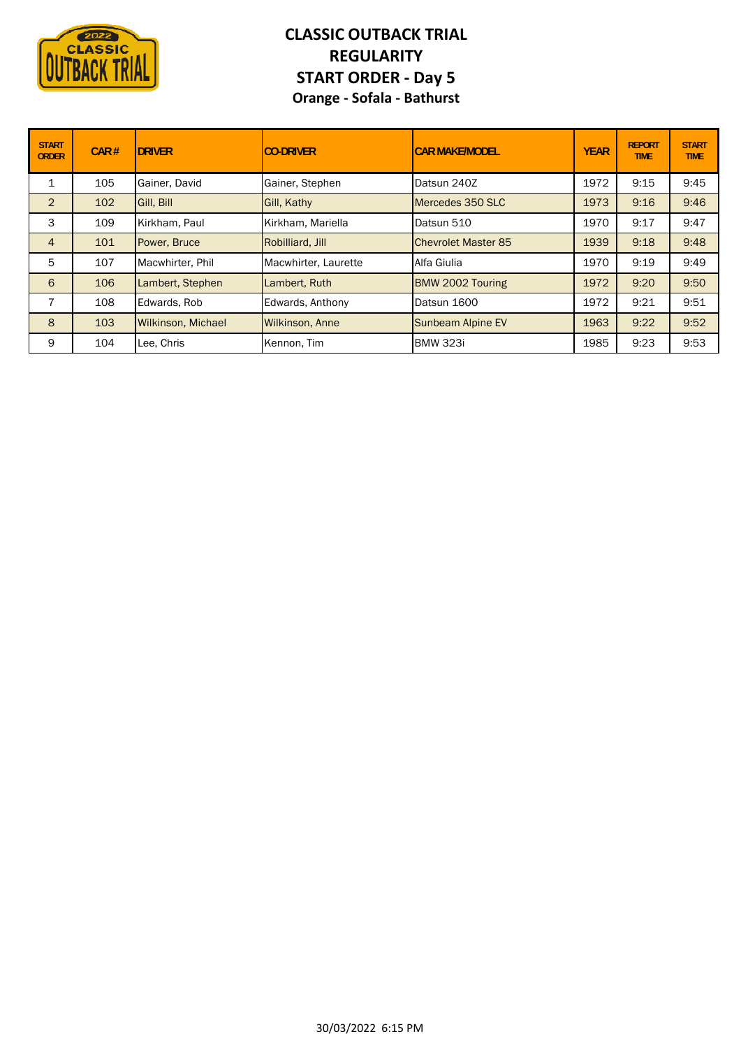# CLASSIC OUTBACK TRIAL
## REGULARITY
## START ORDER - Day 5
### Orange - Sofala - Bathurst

| START ORDER | CAR # | DRIVER | CO-DRIVER | CAR MAKE/MODEL | YEAR | REPORT TIME | START TIME |
|---|---|---|---|---|---|---|---|
| 1 | 105 | Gainer, David | Gainer, Stephen | Datsun 240Z | 1972 | 9:15 | 9:45 |
| 2 | 102 | Gill, Bill | Gill, Kathy | Mercedes 350 SLC | 1973 | 9:16 | 9:46 |
| 3 | 109 | Kirkham, Paul | Kirkham, Mariella | Datsun 510 | 1970 | 9:17 | 9:47 |
| 4 | 101 | Power, Bruce | Robilliard, Jill | Chevrolet Master 85 | 1939 | 9:18 | 9:48 |
| 5 | 107 | Macwhirter, Phil | Macwhirter, Laurette | Alfa Giulia | 1970 | 9:19 | 9:49 |
| 6 | 106 | Lambert, Stephen | Lambert, Ruth | BMW 2002 Touring | 1972 | 9:20 | 9:50 |
| 7 | 108 | Edwards, Rob | Edwards, Anthony | Datsun 1600 | 1972 | 9:21 | 9:51 |
| 8 | 103 | Wilkinson, Michael | Wilkinson, Anne | Sunbeam Alpine EV | 1963 | 9:22 | 9:52 |
| 9 | 104 | Lee, Chris | Kennon, Tim | BMW 323i | 1985 | 9:23 | 9:53 |

30/03/2022 6:15 PM